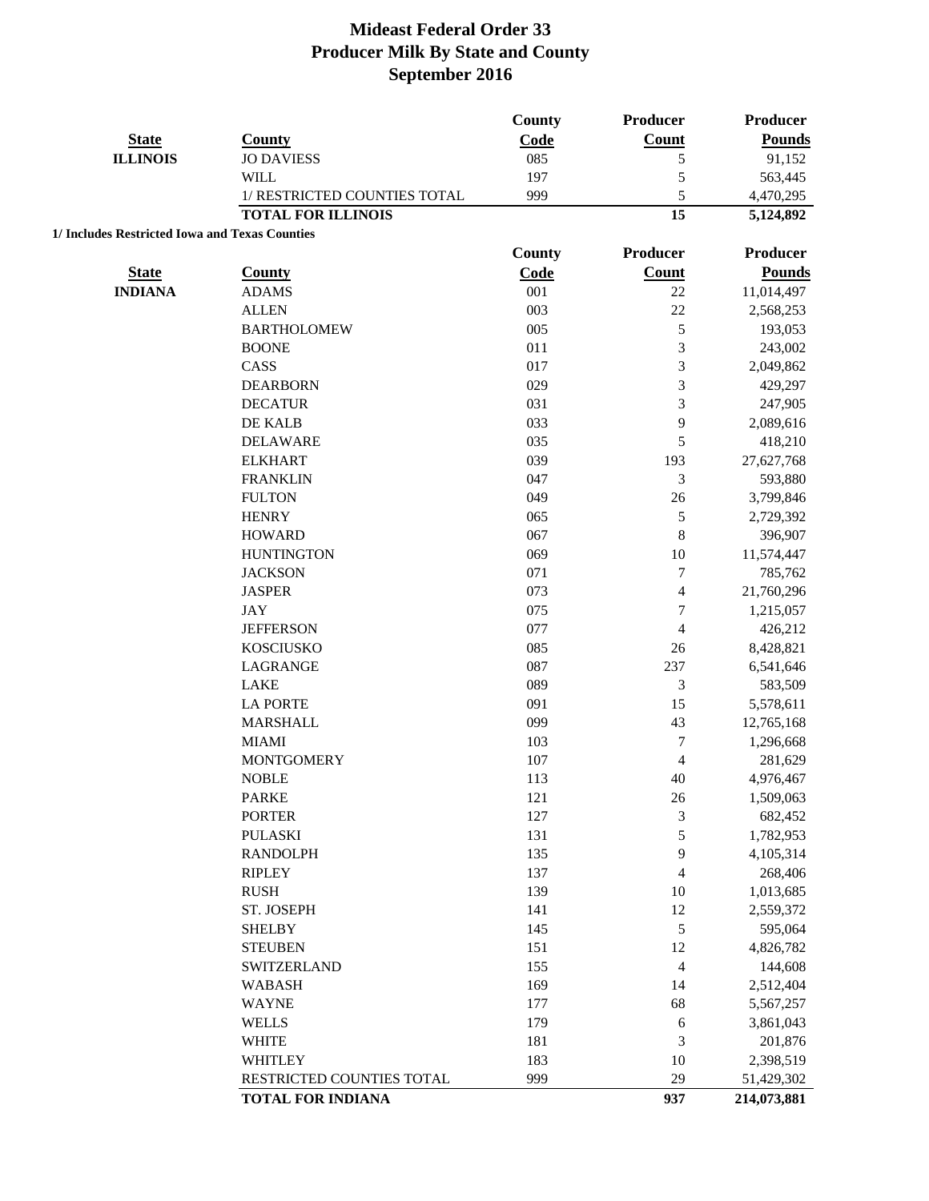# Mideast Federal Order 33
# Producer Milk By State and County
# September 2016

| State | County | County Code | Producer Count | Producer Pounds |
|---|---|---|---|---|
| ILLINOIS | JO DAVIESS | 085 | 5 | 91,152 |
| | WILL | 197 | 5 | 563,445 |
| | 1/ RESTRICTED COUNTIES TOTAL | 999 | 5 | 4,470,295 |
| | **TOTAL FOR ILLINOIS** | | **15** | **5,124,892** |

**1/ Includes Restricted Iowa and Texas Counties**

| State | County | County Code | Producer Count | Producer Pounds |
|---|---|---|---|---|
| INDIANA | ADAMS | 001 | 22 | 11,014,497 |
| | ALLEN | 003 | 22 | 2,568,253 |
| | BARTHOLOMEW | 005 | 5 | 193,053 |
| | BOONE | 011 | 3 | 243,002 |
| | CASS | 017 | 3 | 2,049,862 |
| | DEARBORN | 029 | 3 | 429,297 |
| | DECATUR | 031 | 3 | 247,905 |
| | DE KALB | 033 | 9 | 2,089,616 |
| | DELAWARE | 035 | 5 | 418,210 |
| | ELKHART | 039 | 193 | 27,627,768 |
| | FRANKLIN | 047 | 3 | 593,880 |
| | FULTON | 049 | 26 | 3,799,846 |
| | HENRY | 065 | 5 | 2,729,392 |
| | HOWARD | 067 | 8 | 396,907 |
| | HUNTINGTON | 069 | 10 | 11,574,447 |
| | JACKSON | 071 | 7 | 785,762 |
| | JASPER | 073 | 4 | 21,760,296 |
| | JAY | 075 | 7 | 1,215,057 |
| | JEFFERSON | 077 | 4 | 426,212 |
| | KOSCIUSKO | 085 | 26 | 8,428,821 |
| | LAGRANGE | 087 | 237 | 6,541,646 |
| | LAKE | 089 | 3 | 583,509 |
| | LA PORTE | 091 | 15 | 5,578,611 |
| | MARSHALL | 099 | 43 | 12,765,168 |
| | MIAMI | 103 | 7 | 1,296,668 |
| | MONTGOMERY | 107 | 4 | 281,629 |
| | NOBLE | 113 | 40 | 4,976,467 |
| | PARKE | 121 | 26 | 1,509,063 |
| | PORTER | 127 | 3 | 682,452 |
| | PULASKI | 131 | 5 | 1,782,953 |
| | RANDOLPH | 135 | 9 | 4,105,314 |
| | RIPLEY | 137 | 4 | 268,406 |
| | RUSH | 139 | 10 | 1,013,685 |
| | ST. JOSEPH | 141 | 12 | 2,559,372 |
| | SHELBY | 145 | 5 | 595,064 |
| | STEUBEN | 151 | 12 | 4,826,782 |
| | SWITZERLAND | 155 | 4 | 144,608 |
| | WABASH | 169 | 14 | 2,512,404 |
| | WAYNE | 177 | 68 | 5,567,257 |
| | WELLS | 179 | 6 | 3,861,043 |
| | WHITE | 181 | 3 | 201,876 |
| | WHITLEY | 183 | 10 | 2,398,519 |
| | RESTRICTED COUNTIES TOTAL | 999 | 29 | 51,429,302 |
| | **TOTAL FOR INDIANA** | | **937** | **214,073,881** |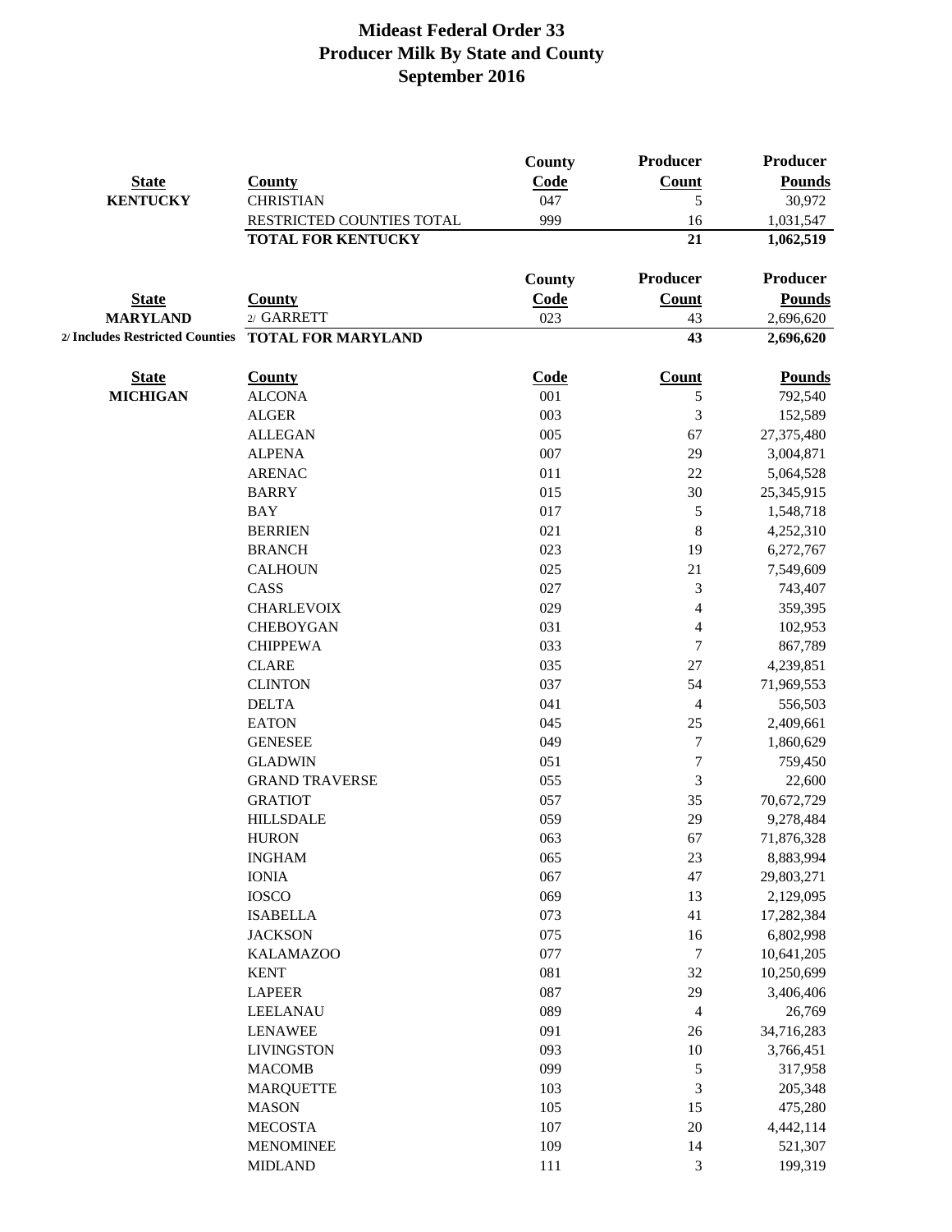# Mideast Federal Order 33
# Producer Milk By State and County
# September 2016

| State | County | County Code | Producer Count | Producer Pounds |
|---|---|---|---|---|
| **KENTUCKY** | CHRISTIAN | 047 | 5 | 30,972 |
| | RESTRICTED COUNTIES TOTAL | 999 | 16 | 1,031,547 |
| | **TOTAL FOR KENTUCKY** | | **21** | **1,062,519** |

| State | County | County Code | Producer Count | Producer Pounds |
|---|---|---|---|---|
| **MARYLAND** | 2/ GARRETT | 023 | 43 | 2,696,620 |
| **2/ Includes Restricted Counties** | **TOTAL FOR MARYLAND** | | **43** | **2,696,620** |

| State | County | Code | Count | Pounds |
|---|---|---|---|---|
| **MICHIGAN** | ALCONA | 001 | 5 | 792,540 |
| | ALGER | 003 | 3 | 152,589 |
| | ALLEGAN | 005 | 67 | 27,375,480 |
| | ALPENA | 007 | 29 | 3,004,871 |
| | ARENAC | 011 | 22 | 5,064,528 |
| | BARRY | 015 | 30 | 25,345,915 |
| | BAY | 017 | 5 | 1,548,718 |
| | BERRIEN | 021 | 8 | 4,252,310 |
| | BRANCH | 023 | 19 | 6,272,767 |
| | CALHOUN | 025 | 21 | 7,549,609 |
| | CASS | 027 | 3 | 743,407 |
| | CHARLEVOIX | 029 | 4 | 359,395 |
| | CHEBOYGAN | 031 | 4 | 102,953 |
| | CHIPPEWA | 033 | 7 | 867,789 |
| | CLARE | 035 | 27 | 4,239,851 |
| | CLINTON | 037 | 54 | 71,969,553 |
| | DELTA | 041 | 4 | 556,503 |
| | EATON | 045 | 25 | 2,409,661 |
| | GENESEE | 049 | 7 | 1,860,629 |
| | GLADWIN | 051 | 7 | 759,450 |
| | GRAND TRAVERSE | 055 | 3 | 22,600 |
| | GRATIOT | 057 | 35 | 70,672,729 |
| | HILLSDALE | 059 | 29 | 9,278,484 |
| | HURON | 063 | 67 | 71,876,328 |
| | INGHAM | 065 | 23 | 8,883,994 |
| | IONIA | 067 | 47 | 29,803,271 |
| | IOSCO | 069 | 13 | 2,129,095 |
| | ISABELLA | 073 | 41 | 17,282,384 |
| | JACKSON | 075 | 16 | 6,802,998 |
| | KALAMAZOO | 077 | 7 | 10,641,205 |
| | KENT | 081 | 32 | 10,250,699 |
| | LAPEER | 087 | 29 | 3,406,406 |
| | LEELANAU | 089 | 4 | 26,769 |
| | LENAWEE | 091 | 26 | 34,716,283 |
| | LIVINGSTON | 093 | 10 | 3,766,451 |
| | MACOMB | 099 | 5 | 317,958 |
| | MARQUETTE | 103 | 3 | 205,348 |
| | MASON | 105 | 15 | 475,280 |
| | MECOSTA | 107 | 20 | 4,442,114 |
| | MENOMINEE | 109 | 14 | 521,307 |
| | MIDLAND | 111 | 3 | 199,319 |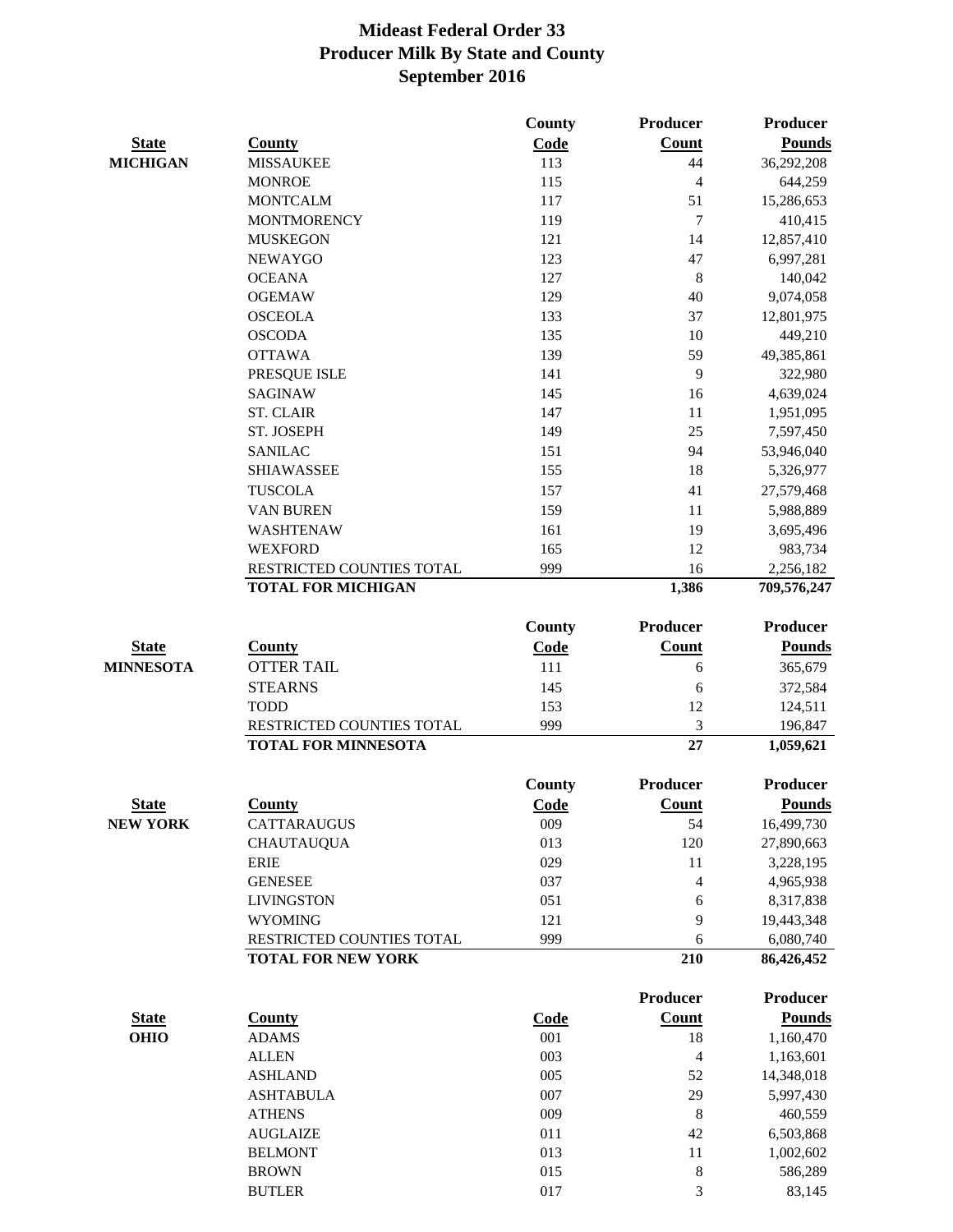# Mideast Federal Order 33
# Producer Milk By State and County
# September 2016

| State | County | County Code | Producer Count | Producer Pounds |
|---|---|---|---|---|
| MICHIGAN | MISSAUKEE | 113 | 44 | 36,292,208 |
| | MONROE | 115 | 4 | 644,259 |
| | MONTCALM | 117 | 51 | 15,286,653 |
| | MONTMORENCY | 119 | 7 | 410,415 |
| | MUSKEGON | 121 | 14 | 12,857,410 |
| | NEWAYGO | 123 | 47 | 6,997,281 |
| | OCEANA | 127 | 8 | 140,042 |
| | OGEMAW | 129 | 40 | 9,074,058 |
| | OSCEOLA | 133 | 37 | 12,801,975 |
| | OSCODA | 135 | 10 | 449,210 |
| | OTTAWA | 139 | 59 | 49,385,861 |
| | PRESQUE ISLE | 141 | 9 | 322,980 |
| | SAGINAW | 145 | 16 | 4,639,024 |
| | ST. CLAIR | 147 | 11 | 1,951,095 |
| | ST. JOSEPH | 149 | 25 | 7,597,450 |
| | SANILAC | 151 | 94 | 53,946,040 |
| | SHIAWASSEE | 155 | 18 | 5,326,977 |
| | TUSCOLA | 157 | 41 | 27,579,468 |
| | VAN BUREN | 159 | 11 | 5,988,889 |
| | WASHTENAW | 161 | 19 | 3,695,496 |
| | WEXFORD | 165 | 12 | 983,734 |
| | RESTRICTED COUNTIES TOTAL | 999 | 16 | 2,256,182 |
| | **TOTAL FOR MICHIGAN** | | **1,386** | **709,576,247** |

| State | County | County Code | Producer Count | Producer Pounds |
|---|---|---|---|---|
| MINNESOTA | OTTER TAIL | 111 | 6 | 365,679 |
| | STEARNS | 145 | 6 | 372,584 |
| | TODD | 153 | 12 | 124,511 |
| | RESTRICTED COUNTIES TOTAL | 999 | 3 | 196,847 |
| | **TOTAL FOR MINNESOTA** | | **27** | **1,059,621** |

| State | County | County Code | Producer Count | Producer Pounds |
|---|---|---|---|---|
| NEW YORK | CATTARAUGUS | 009 | 54 | 16,499,730 |
| | CHAUTAUQUA | 013 | 120 | 27,890,663 |
| | ERIE | 029 | 11 | 3,228,195 |
| | GENESEE | 037 | 4 | 4,965,938 |
| | LIVINGSTON | 051 | 6 | 8,317,838 |
| | WYOMING | 121 | 9 | 19,443,348 |
| | RESTRICTED COUNTIES TOTAL | 999 | 6 | 6,080,740 |
| | **TOTAL FOR NEW YORK** | | **210** | **86,426,452** |

| State | County | Code | Producer Count | Producer Pounds |
|---|---|---|---|---|
| OHIO | ADAMS | 001 | 18 | 1,160,470 |
| | ALLEN | 003 | 4 | 1,163,601 |
| | ASHLAND | 005 | 52 | 14,348,018 |
| | ASHTABULA | 007 | 29 | 5,997,430 |
| | ATHENS | 009 | 8 | 460,559 |
| | AUGLAIZE | 011 | 42 | 6,503,868 |
| | BELMONT | 013 | 11 | 1,002,602 |
| | BROWN | 015 | 8 | 586,289 |
| | BUTLER | 017 | 3 | 83,145 |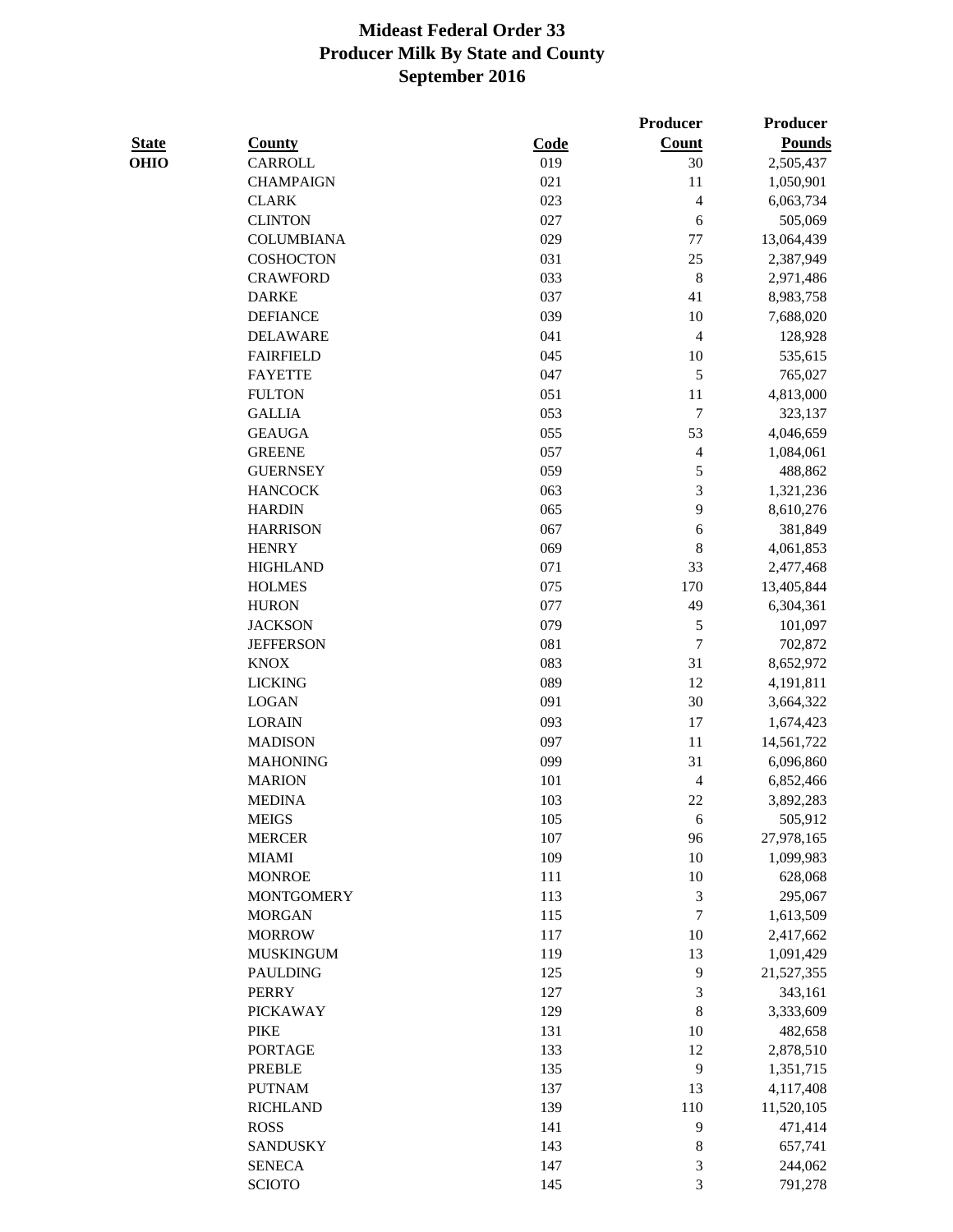# Mideast Federal Order 33
# Producer Milk By State and County
# September 2016

| State | County | Code | Producer Count | Producer Pounds |
|---|---|---|---|---|
| OHIO | CARROLL | 019 | 30 | 2,505,437 |
| | CHAMPAIGN | 021 | 11 | 1,050,901 |
| | CLARK | 023 | 4 | 6,063,734 |
| | CLINTON | 027 | 6 | 505,069 |
| | COLUMBIANA | 029 | 77 | 13,064,439 |
| | COSHOCTON | 031 | 25 | 2,387,949 |
| | CRAWFORD | 033 | 8 | 2,971,486 |
| | DARKE | 037 | 41 | 8,983,758 |
| | DEFIANCE | 039 | 10 | 7,688,020 |
| | DELAWARE | 041 | 4 | 128,928 |
| | FAIRFIELD | 045 | 10 | 535,615 |
| | FAYETTE | 047 | 5 | 765,027 |
| | FULTON | 051 | 11 | 4,813,000 |
| | GALLIA | 053 | 7 | 323,137 |
| | GEAUGA | 055 | 53 | 4,046,659 |
| | GREENE | 057 | 4 | 1,084,061 |
| | GUERNSEY | 059 | 5 | 488,862 |
| | HANCOCK | 063 | 3 | 1,321,236 |
| | HARDIN | 065 | 9 | 8,610,276 |
| | HARRISON | 067 | 6 | 381,849 |
| | HENRY | 069 | 8 | 4,061,853 |
| | HIGHLAND | 071 | 33 | 2,477,468 |
| | HOLMES | 075 | 170 | 13,405,844 |
| | HURON | 077 | 49 | 6,304,361 |
| | JACKSON | 079 | 5 | 101,097 |
| | JEFFERSON | 081 | 7 | 702,872 |
| | KNOX | 083 | 31 | 8,652,972 |
| | LICKING | 089 | 12 | 4,191,811 |
| | LOGAN | 091 | 30 | 3,664,322 |
| | LORAIN | 093 | 17 | 1,674,423 |
| | MADISON | 097 | 11 | 14,561,722 |
| | MAHONING | 099 | 31 | 6,096,860 |
| | MARION | 101 | 4 | 6,852,466 |
| | MEDINA | 103 | 22 | 3,892,283 |
| | MEIGS | 105 | 6 | 505,912 |
| | MERCER | 107 | 96 | 27,978,165 |
| | MIAMI | 109 | 10 | 1,099,983 |
| | MONROE | 111 | 10 | 628,068 |
| | MONTGOMERY | 113 | 3 | 295,067 |
| | MORGAN | 115 | 7 | 1,613,509 |
| | MORROW | 117 | 10 | 2,417,662 |
| | MUSKINGUM | 119 | 13 | 1,091,429 |
| | PAULDING | 125 | 9 | 21,527,355 |
| | PERRY | 127 | 3 | 343,161 |
| | PICKAWAY | 129 | 8 | 3,333,609 |
| | PIKE | 131 | 10 | 482,658 |
| | PORTAGE | 133 | 12 | 2,878,510 |
| | PREBLE | 135 | 9 | 1,351,715 |
| | PUTNAM | 137 | 13 | 4,117,408 |
| | RICHLAND | 139 | 110 | 11,520,105 |
| | ROSS | 141 | 9 | 471,414 |
| | SANDUSKY | 143 | 8 | 657,741 |
| | SENECA | 147 | 3 | 244,062 |
| | SCIOTO | 145 | 3 | 791,278 |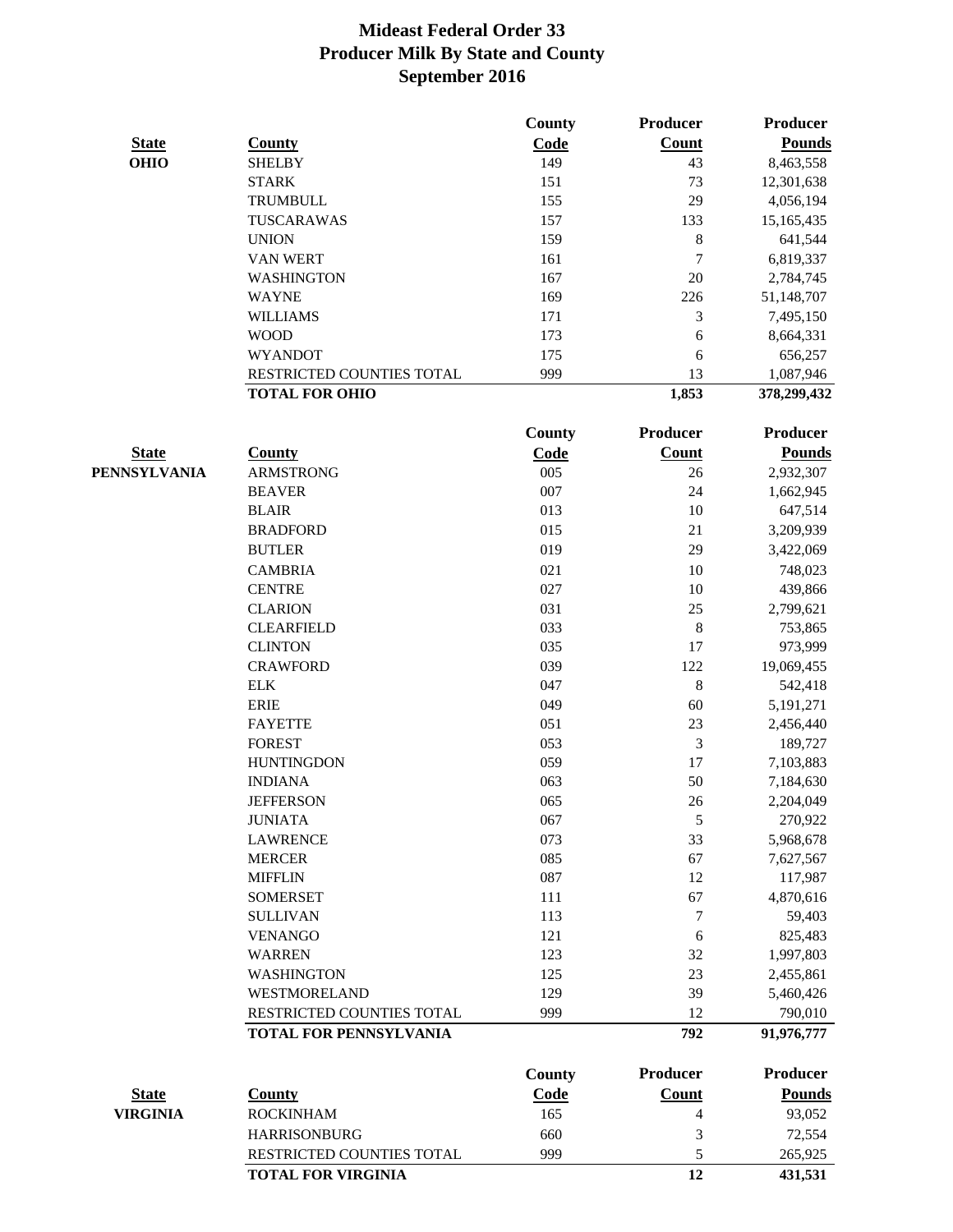# Mideast Federal Order 33
# Producer Milk By State and County
# September 2016

| State | County | County Code | Producer Count | Producer Pounds |
|---|---|---|---|---|
| **OHIO** | SHELBY | 149 | 43 | 8,463,558 |
| | STARK | 151 | 73 | 12,301,638 |
| | TRUMBULL | 155 | 29 | 4,056,194 |
| | TUSCARAWAS | 157 | 133 | 15,165,435 |
| | UNION | 159 | 8 | 641,544 |
| | VAN WERT | 161 | 7 | 6,819,337 |
| | WASHINGTON | 167 | 20 | 2,784,745 |
| | WAYNE | 169 | 226 | 51,148,707 |
| | WILLIAMS | 171 | 3 | 7,495,150 |
| | WOOD | 173 | 6 | 8,664,331 |
| | WYANDOT | 175 | 6 | 656,257 |
| | RESTRICTED COUNTIES TOTAL | 999 | 13 | 1,087,946 |
| | **TOTAL FOR OHIO** | | **1,853** | **378,299,432** |

| State | County | County Code | Producer Count | Producer Pounds |
|---|---|---|---|---|
| **PENNSYLVANIA** | ARMSTRONG | 005 | 26 | 2,932,307 |
| | BEAVER | 007 | 24 | 1,662,945 |
| | BLAIR | 013 | 10 | 647,514 |
| | BRADFORD | 015 | 21 | 3,209,939 |
| | BUTLER | 019 | 29 | 3,422,069 |
| | CAMBRIA | 021 | 10 | 748,023 |
| | CENTRE | 027 | 10 | 439,866 |
| | CLARION | 031 | 25 | 2,799,621 |
| | CLEARFIELD | 033 | 8 | 753,865 |
| | CLINTON | 035 | 17 | 973,999 |
| | CRAWFORD | 039 | 122 | 19,069,455 |
| | ELK | 047 | 8 | 542,418 |
| | ERIE | 049 | 60 | 5,191,271 |
| | FAYETTE | 051 | 23 | 2,456,440 |
| | FOREST | 053 | 3 | 189,727 |
| | HUNTINGDON | 059 | 17 | 7,103,883 |
| | INDIANA | 063 | 50 | 7,184,630 |
| | JEFFERSON | 065 | 26 | 2,204,049 |
| | JUNIATA | 067 | 5 | 270,922 |
| | LAWRENCE | 073 | 33 | 5,968,678 |
| | MERCER | 085 | 67 | 7,627,567 |
| | MIFFLIN | 087 | 12 | 117,987 |
| | SOMERSET | 111 | 67 | 4,870,616 |
| | SULLIVAN | 113 | 7 | 59,403 |
| | VENANGO | 121 | 6 | 825,483 |
| | WARREN | 123 | 32 | 1,997,803 |
| | WASHINGTON | 125 | 23 | 2,455,861 |
| | WESTMORELAND | 129 | 39 | 5,460,426 |
| | RESTRICTED COUNTIES TOTAL | 999 | 12 | 790,010 |
| | **TOTAL FOR PENNSYLVANIA** | | **792** | **91,976,777** |

| State | County | County Code | Producer Count | Producer Pounds |
|---|---|---|---|---|
| **VIRGINIA** | ROCKINHAM | 165 | 4 | 93,052 |
| | HARRISONBURG | 660 | 3 | 72,554 |
| | RESTRICTED COUNTIES TOTAL | 999 | 5 | 265,925 |
| | **TOTAL FOR VIRGINIA** | | **12** | **431,531** |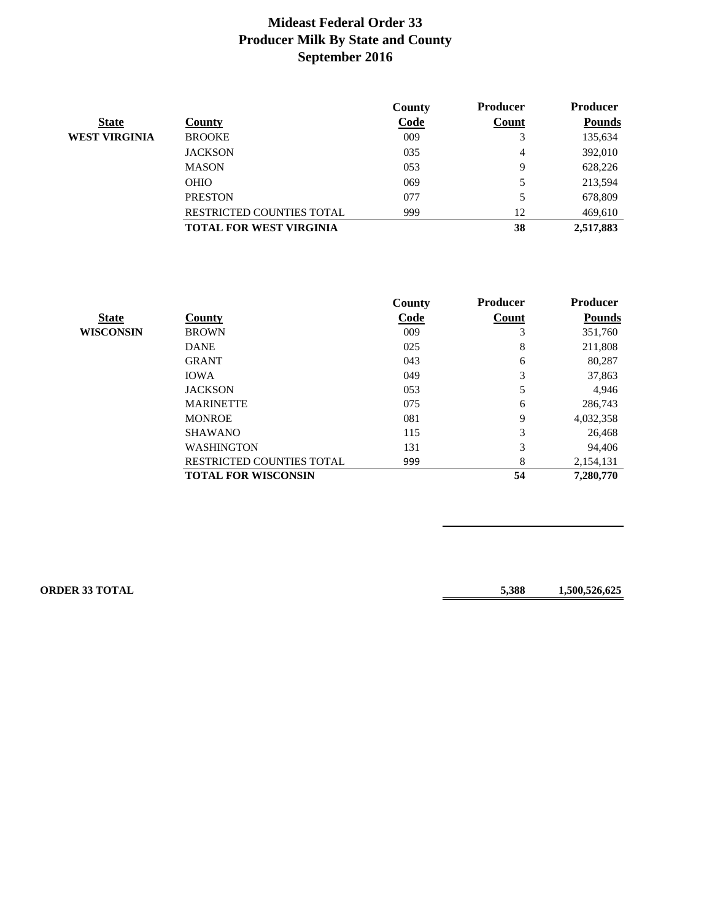# Mideast Federal Order 33
## Producer Milk By State and County
## September 2016

| State | County | County Code | Producer Count | Producer Pounds |
|---|---|---|---|---|
| WEST VIRGINIA | BROOKE | 009 | 3 | 135,634 |
| | JACKSON | 035 | 4 | 392,010 |
| | MASON | 053 | 9 | 628,226 |
| | OHIO | 069 | 5 | 213,594 |
| | PRESTON | 077 | 5 | 678,809 |
| | RESTRICTED COUNTIES TOTAL | 999 | 12 | 469,610 |
| | **TOTAL FOR WEST VIRGINIA** | | **38** | **2,517,883** |

| State | County | County Code | Producer Count | Producer Pounds |
|---|---|---|---|---|
| WISCONSIN | BROWN | 009 | 3 | 351,760 |
| | DANE | 025 | 8 | 211,808 |
| | GRANT | 043 | 6 | 80,287 |
| | IOWA | 049 | 3 | 37,863 |
| | JACKSON | 053 | 5 | 4,946 |
| | MARINETTE | 075 | 6 | 286,743 |
| | MONROE | 081 | 9 | 4,032,358 |
| | SHAWANO | 115 | 3 | 26,468 |
| | WASHINGTON | 131 | 3 | 94,406 |
| | RESTRICTED COUNTIES TOTAL | 999 | 8 | 2,154,131 |
| | **TOTAL FOR WISCONSIN** | | **54** | **7,280,770** |

| | | | | |
|---|---|---|---|---|
| **ORDER 33 TOTAL** | | | **5,388** | **1,500,526,625** |